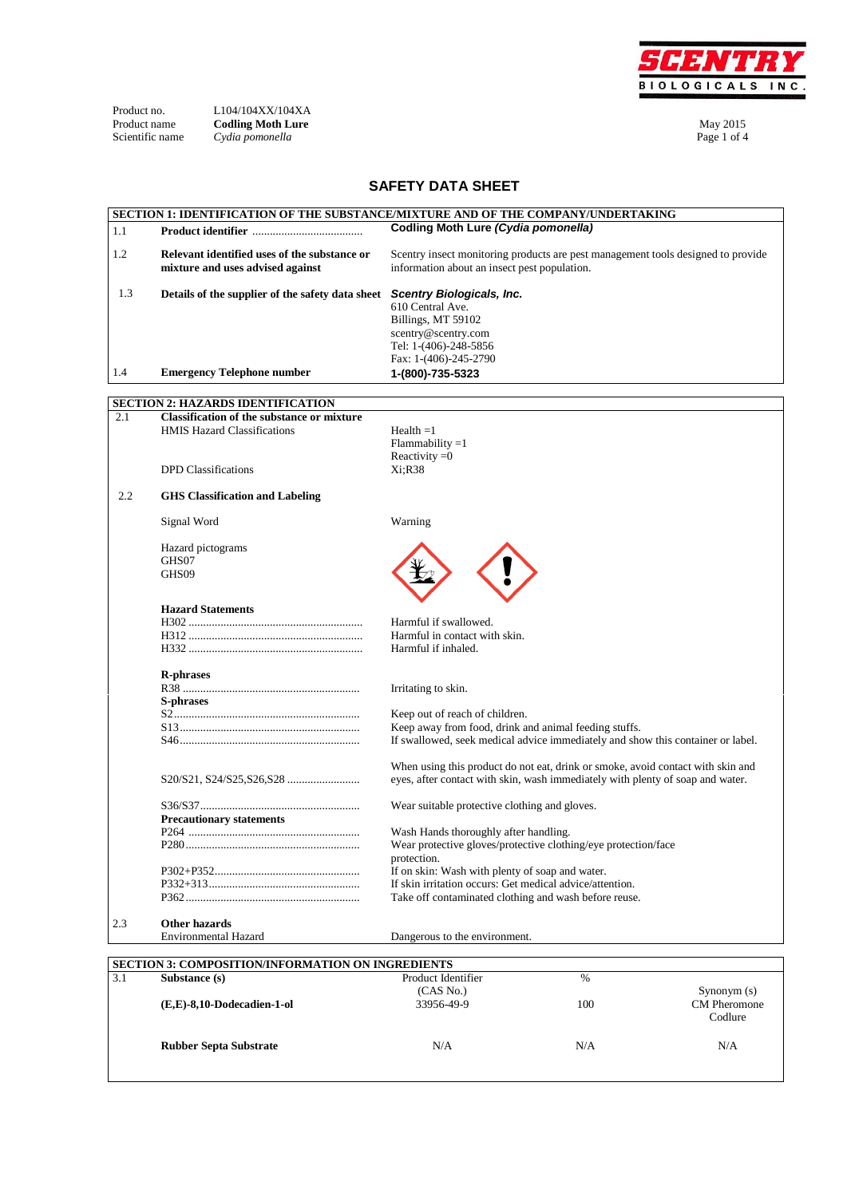SCENTRY BIOLOGICALS INC.

Product no. L104/104XX/104XA
Product name **Codling Moth Lure**
Scientific name *Cydia pomonella*

May 2015

# SAFETY DATA SHEET

## SECTION 1: IDENTIFICATION OF THE SUBSTANCE/MIXTURE AND OF THE COMPANY/UNDERTAKING

| | | |
|---|---|---|
| 1.1 | **Product identifier** | **Codling Moth Lure *(Cydia pomonella)*** |
| 1.2 | **Relevant identified uses of the substance or mixture and uses advised against** | Scentry insect monitoring products are pest management tools designed to provide information about an insect pest population. |
| 1.3 | **Details of the supplier of the safety data sheet** | ***Scentry Biologicals, Inc.***<br>610 Central Ave.<br>Billings, MT 59102<br>scentry@scentry.com<br>Tel: 1-(406)-248-5856<br>Fax: 1-(406)-245-2790 |
| 1.4 | **Emergency Telephone number** | **1-(800)-735-5323** |

## SECTION 2: HAZARDS IDENTIFICATION

| | | |
|---|---|---|
| 2.1 | **Classification of the substance or mixture** | |
| | HMIS Hazard Classifications | Health =1<br>Flammability =1<br>Reactivity =0 |
| | DPD Classifications | Xi;R38 |
| 2.2 | **GHS Classification and Labeling** | |
| | Signal Word | Warning |
| | Hazard pictograms<br>GHS07<br>GHS09 | |
| | **Hazard Statements** | |
| | H302 | Harmful if swallowed. |
| | H312 | Harmful in contact with skin. |
| | H332 | Harmful if inhaled. |
| | **R-phrases** | |
| | R38 | Irritating to skin. |
| | **S-phrases** | |
| | S2 | Keep out of reach of children. |
| | S13 | Keep away from food, drink and animal feeding stuffs. |
| | S46 | If swallowed, seek medical advice immediately and show this container or label. |
| | S20/S21, S24/S25,S26,S28 | When using this product do not eat, drink or smoke, avoid contact with skin and eyes, after contact with skin, wash immediately with plenty of soap and water. |
| | S36/S37 | Wear suitable protective clothing and gloves. |
| | **Precautionary statements** | |
| | P264 | Wash Hands thoroughly after handling. |
| | P280 | Wear protective gloves/protective clothing/eye protection/face protection. |
| | P302+P352 | If on skin: Wash with plenty of soap and water. |
| | P332+313 | If skin irritation occurs: Get medical advice/attention. |
| | P362 | Take off contaminated clothing and wash before reuse. |
| 2.3 | **Other hazards** | |
| | Environmental Hazard | Dangerous to the environment. |

## SECTION 3: COMPOSITION/INFORMATION ON INGREDIENTS

| 3.1 | **Substance (s)** | Product Identifier (CAS No.) | % | Synonym (s) |
|---|---|---|---|---|
| | **(E,E)-8,10-Dodecadien-1-ol** | 33956-49-9 | 100 | CM Pheromone<br>Codlure |
| | **Rubber Septa Substrate** | N/A | N/A | N/A |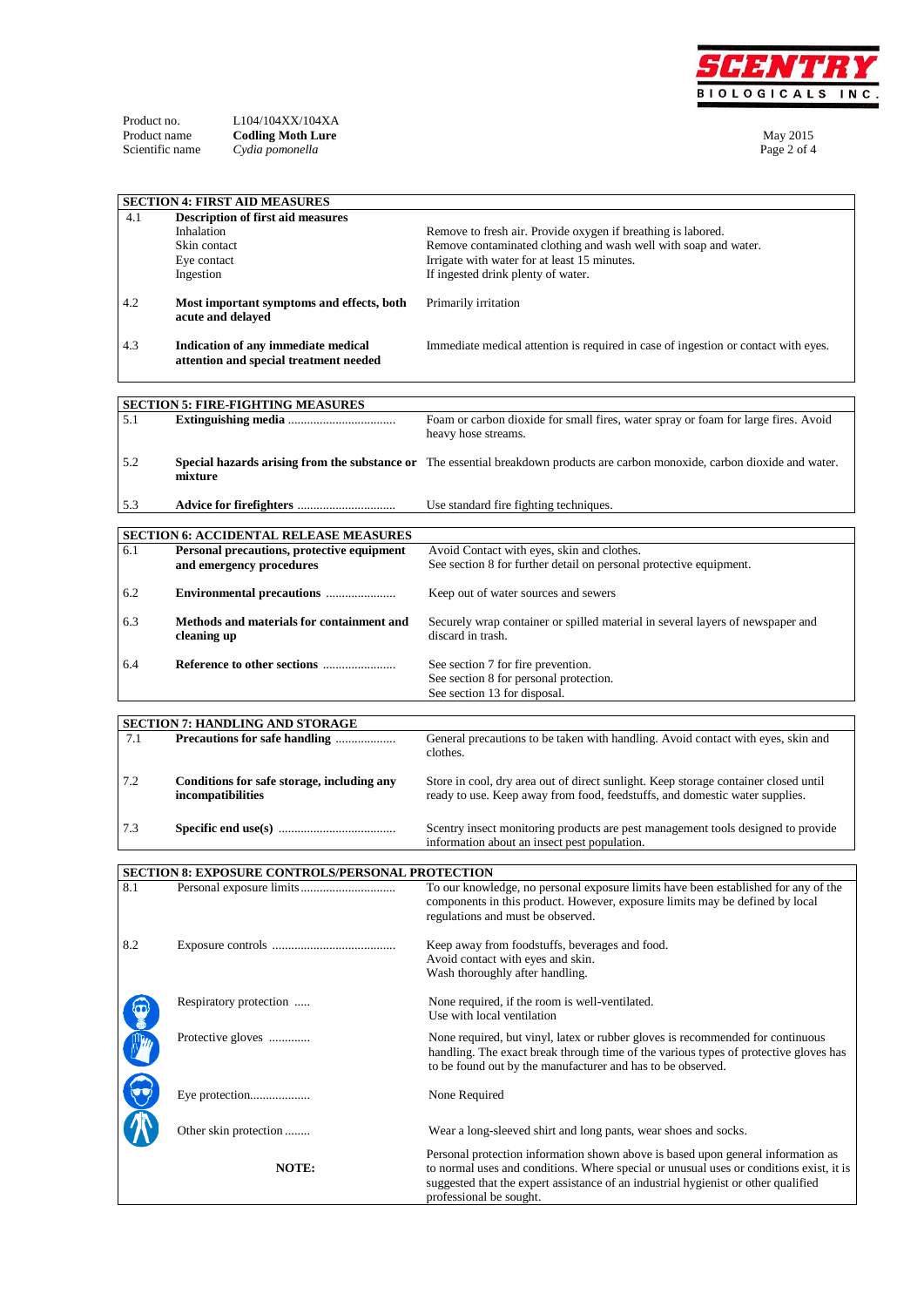Product no. L104/104XX/104XA
Product name **Codling Moth Lure**
Scientific name *Cydia pomonella*

May 2015

| **SECTION 4: FIRST AID MEASURES** | | |
|---|---|---|
| 4.1 | **Description of first aid measures** | |
| | Inhalation | Remove to fresh air. Provide oxygen if breathing is labored. |
| | Skin contact | Remove contaminated clothing and wash well with soap and water. |
| | Eye contact | Irrigate with water for at least 15 minutes. |
| | Ingestion | If ingested drink plenty of water. |
| 4.2 | **Most important symptoms and effects, both acute and delayed** | Primarily irritation |
| 4.3 | **Indication of any immediate medical attention and special treatment needed** | Immediate medical attention is required in case of ingestion or contact with eyes. |

| **SECTION 5: FIRE-FIGHTING MEASURES** | | |
|---|---|---|
| 5.1 | **Extinguishing media** | Foam or carbon dioxide for small fires, water spray or foam for large fires. Avoid heavy hose streams. |
| 5.2 | **Special hazards arising from the substance or mixture** | The essential breakdown products are carbon monoxide, carbon dioxide and water. |
| 5.3 | **Advice for firefighters** | Use standard fire fighting techniques. |

| **SECTION 6: ACCIDENTAL RELEASE MEASURES** | | |
|---|---|---|
| 6.1 | **Personal precautions, protective equipment and emergency procedures** | Avoid Contact with eyes, skin and clothes.<br>See section 8 for further detail on personal protective equipment. |
| 6.2 | **Environmental precautions** | Keep out of water sources and sewers |
| 6.3 | **Methods and materials for containment and cleaning up** | Securely wrap container or spilled material in several layers of newspaper and discard in trash. |
| 6.4 | **Reference to other sections** | See section 7 for fire prevention.<br>See section 8 for personal protection.<br>See section 13 for disposal. |

| **SECTION 7: HANDLING AND STORAGE** | | |
|---|---|---|
| 7.1 | **Precautions for safe handling** | General precautions to be taken with handling. Avoid contact with eyes, skin and clothes. |
| 7.2 | **Conditions for safe storage, including any incompatibilities** | Store in cool, dry area out of direct sunlight. Keep storage container closed until ready to use. Keep away from food, feedstuffs, and domestic water supplies. |
| 7.3 | **Specific end use(s)** | Scentry insect monitoring products are pest management tools designed to provide information about an insect pest population. |

| **SECTION 8: EXPOSURE CONTROLS/PERSONAL PROTECTION** | | |
|---|---|---|
| 8.1 | Personal exposure limits | To our knowledge, no personal exposure limits have been established for any of the components in this product. However, exposure limits may be defined by local regulations and must be observed. |
| 8.2 | Exposure controls | Keep away from foodstuffs, beverages and food.<br>Avoid contact with eyes and skin.<br>Wash thoroughly after handling. |
| | Respiratory protection | None required, if the room is well-ventilated.<br>Use with local ventilation |
| | Protective gloves | None required, but vinyl, latex or rubber gloves is recommended for continuous handling. The exact break through time of the various types of protective gloves has to be found out by the manufacturer and has to be observed. |
| | Eye protection | None Required |
| | Other skin protection | Wear a long-sleeved shirt and long pants, wear shoes and socks. |
| | **NOTE:** | Personal protection information shown above is based upon general information as to normal uses and conditions. Where special or unusual uses or conditions exist, it is suggested that the expert assistance of an industrial hygienist or other qualified professional be sought. |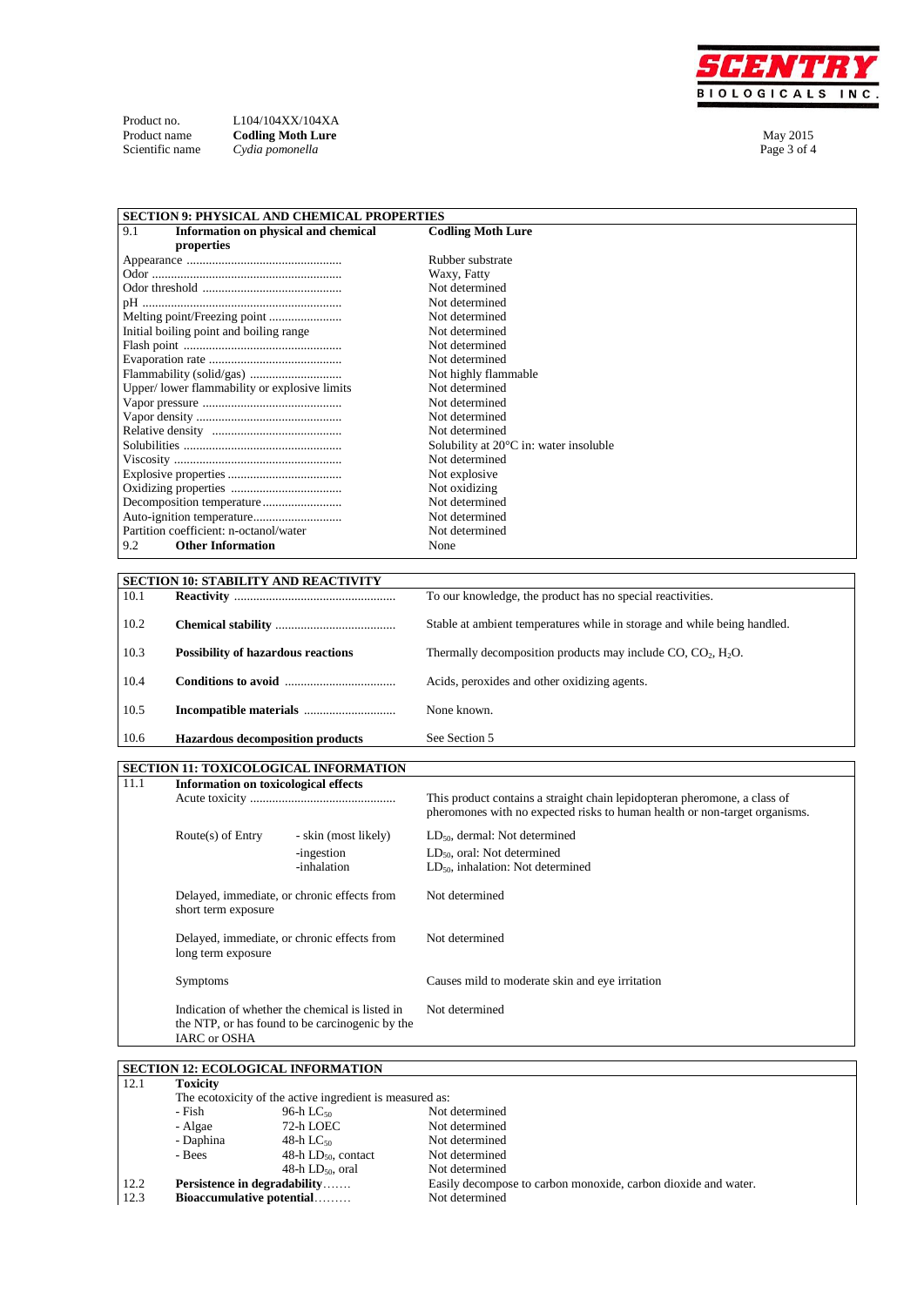Product no. L104/104XX/104XA
Product name **Codling Moth Lure**
Scientific name *Cydia pomonella*

May 2015

## SECTION 9: PHYSICAL AND CHEMICAL PROPERTIES

| 9.1 Information on physical and chemical properties | Codling Moth Lure |
|---|---|
| Appearance | Rubber substrate |
| Odor | Waxy, Fatty |
| Odor threshold | Not determined |
| pH | Not determined |
| Melting point/Freezing point | Not determined |
| Initial boiling point and boiling range | Not determined |
| Flash point | Not determined |
| Evaporation rate | Not determined |
| Flammability (solid/gas) | Not highly flammable |
| Upper/ lower flammability or explosive limits | Not determined |
| Vapor pressure | Not determined |
| Vapor density | Not determined |
| Relative density | Not determined |
| Solubilities | Solubility at 20°C in: water insoluble |
| Viscosity | Not determined |
| Explosive properties | Not explosive |
| Oxidizing properties | Not oxidizing |
| Decomposition temperature | Not determined |
| Auto-ignition temperature | Not determined |
| Partition coefficient: n-octanol/water | Not determined |
| **9.2 Other Information** | None |

## SECTION 10: STABILITY AND REACTIVITY

| | | |
|---|---|---|
| 10.1 | **Reactivity** | To our knowledge, the product has no special reactivities. |
| 10.2 | **Chemical stability** | Stable at ambient temperatures while in storage and while being handled. |
| 10.3 | **Possibility of hazardous reactions** | Thermally decomposition products may include CO, $CO_2$, $H_2O$. |
| 10.4 | **Conditions to avoid** | Acids, peroxides and other oxidizing agents. |
| 10.5 | **Incompatible materials** | None known. |
| 10.6 | **Hazardous decomposition products** | See Section 5 |

## SECTION 11: TOXICOLOGICAL INFORMATION

**11.1 Information on toxicological effects**

| | | |
|---|---|---|
| Acute toxicity | | This product contains a straight chain lepidopteran pheromone, a class of pheromones with no expected risks to human health or non-target organisms. |
| Route(s) of Entry | - skin (most likely) | $LD_{50}$, dermal: Not determined |
| | -ingestion | $LD_{50}$, oral: Not determined |
| | -inhalation | $LD_{50}$, inhalation: Not determined |
| Delayed, immediate, or chronic effects from short term exposure | | Not determined |
| Delayed, immediate, or chronic effects from long term exposure | | Not determined |
| Symptoms | | Causes mild to moderate skin and eye irritation |
| Indication of whether the chemical is listed in the NTP, or has found to be carcinogenic by the IARC or OSHA | | Not determined |

## SECTION 12: ECOLOGICAL INFORMATION

**12.1 Toxicity**

The ecotoxicity of the active ingredient is measured as:

| | | |
|---|---|---|
| - Fish | 96-h $LC_{50}$ | Not determined |
| - Algae | 72-h LOEC | Not determined |
| - Daphina | 48-h $LC_{50}$ | Not determined |
| - Bees | 48-h $LD_{50}$, contact | Not determined |
| | 48-h $LD_{50}$, oral | Not determined |

| | | |
|---|---|---|
| 12.2 | **Persistence in degradability** | Easily decompose to carbon monoxide, carbon dioxide and water. |
| 12.3 | **Bioaccumulative potential** | Not determined |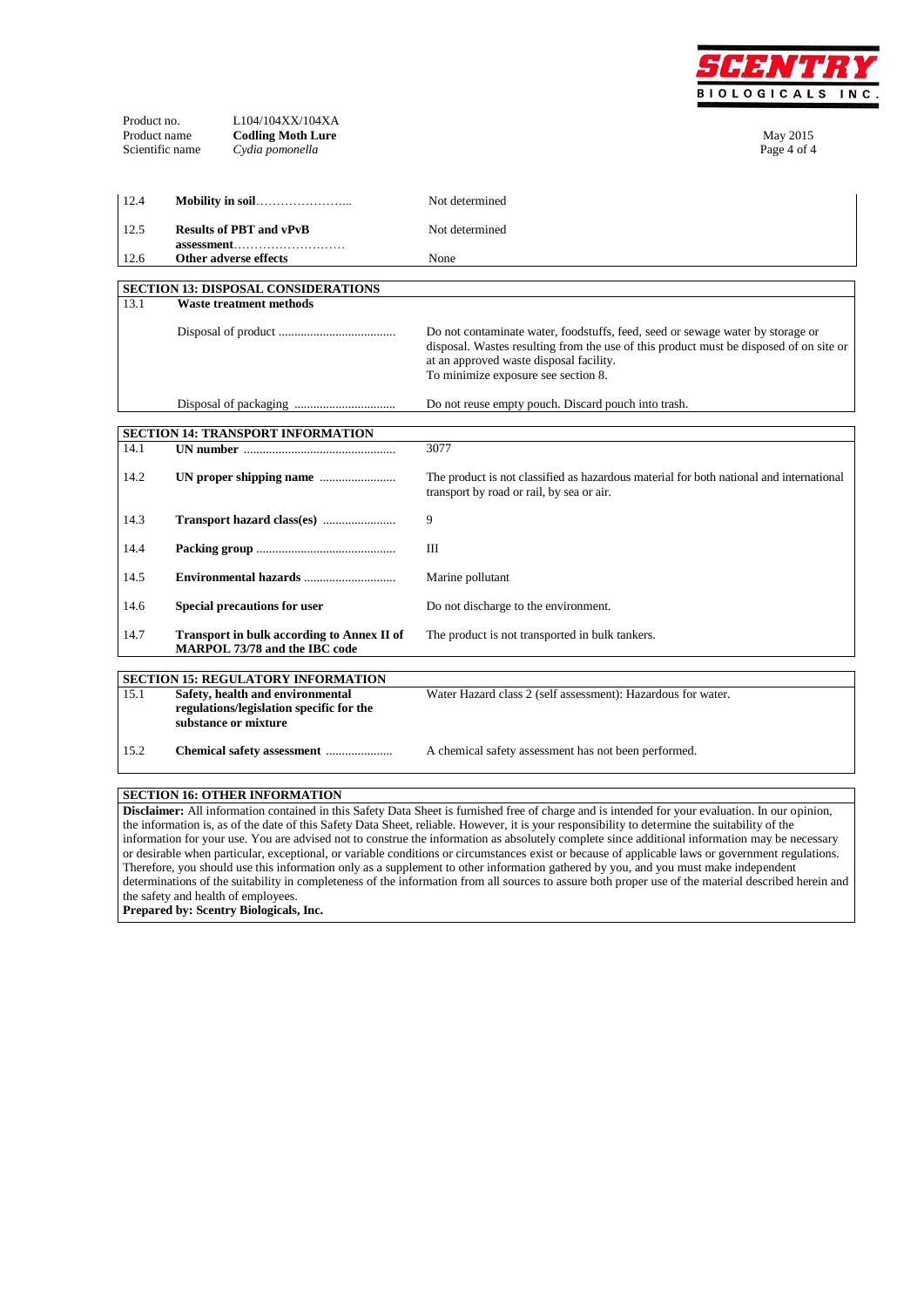| | | |
|---|---|---|
| 12.4 | **Mobility in soil**………………….. | Not determined |
| 12.5 | **Results of PBT and vPvB assessment**……………………… | Not determined |
| 12.6 | **Other adverse effects** | None |

**SECTION 13: DISPOSAL CONSIDERATIONS**

| | | |
|---|---|---|
| 13.1 | **Waste treatment methods** | |
| | Disposal of product ..................................... | Do not contaminate water, foodstuffs, feed, seed or sewage water by storage or disposal. Wastes resulting from the use of this product must be disposed of on site or at an approved waste disposal facility. To minimize exposure see section 8. |
| | Disposal of packaging ................................ | Do not reuse empty pouch. Discard pouch into trash. |

**SECTION 14: TRANSPORT INFORMATION**

| | | |
|---|---|---|
| 14.1 | **UN number** ................................................ | 3077 |
| 14.2 | **UN proper shipping name** ........................ | The product is not classified as hazardous material for both national and international transport by road or rail, by sea or air. |
| 14.3 | **Transport hazard class(es)** ....................... | 9 |
| 14.4 | **Packing group** ............................................ | III |
| 14.5 | **Environmental hazards** ............................. | Marine pollutant |
| 14.6 | **Special precautions for user** | Do not discharge to the environment. |
| 14.7 | **Transport in bulk according to Annex II of MARPOL 73/78 and the IBC code** | The product is not transported in bulk tankers. |

**SECTION 15: REGULATORY INFORMATION**

| | | |
|---|---|---|
| 15.1 | **Safety, health and environmental regulations/legislation specific for the substance or mixture** | Water Hazard class 2 (self assessment): Hazardous for water. |
| 15.2 | **Chemical safety assessment** ..................... | A chemical safety assessment has not been performed. |

**SECTION 16: OTHER INFORMATION**

**Disclaimer:** All information contained in this Safety Data Sheet is furnished free of charge and is intended for your evaluation. In our opinion, the information is, as of the date of this Safety Data Sheet, reliable. However, it is your responsibility to determine the suitability of the information for your use. You are advised not to construe the information as absolutely complete since additional information may be necessary or desirable when particular, exceptional, or variable conditions or circumstances exist or because of applicable laws or government regulations. Therefore, you should use this information only as a supplement to other information gathered by you, and you must make independent determinations of the suitability in completeness of the information from all sources to assure both proper use of the material described herein and the safety and health of employees.

**Prepared by: Scentry Biologicals, Inc.**